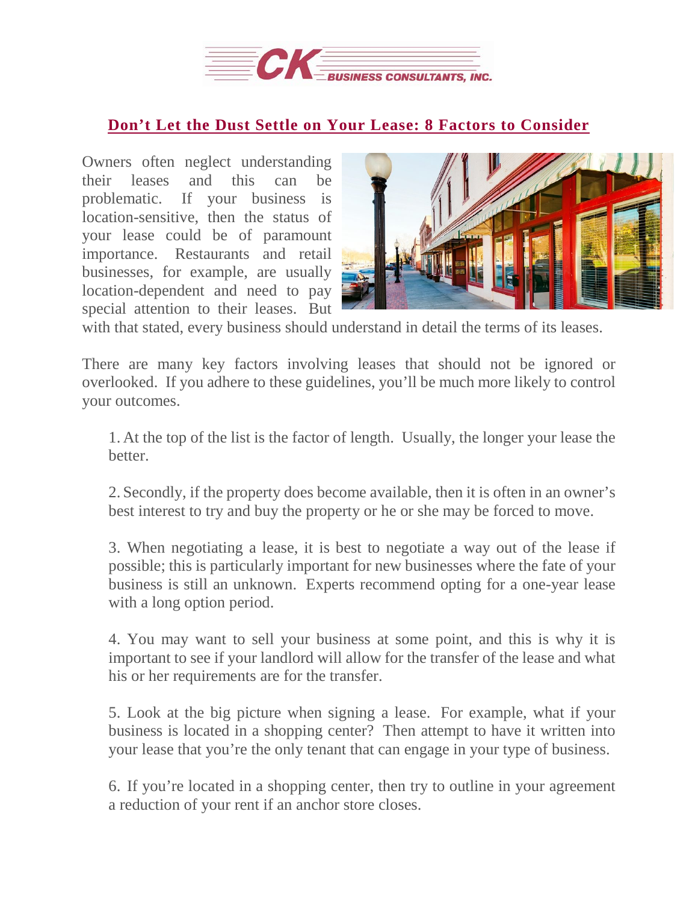# Don't Let the Dust Settle on Your Lease: 8 Factors to Consider

Owners often neglect understanding their leases and this can be problematic. If your business is location-sensitive, then the status of your lease could be of paramount importance. Restaurants and retail businesses, for example, are usually location-dependent and need to pay special attention to their leases. But with that stated, every business should understand in detail the terms of its leases.

There are many key factors involving leases that should not be ignored or overlooked. If you adhere to these guidelines, you'll be much more likely to control your outcomes.

1. At the top of the list is the factor of length. Usually, the longer your lease the better.

2. Secondly, if the property does become available, then it is often in an owner's best interest to try and buy the property or he or she may be forced to move.

3. When negotiating a lease, it is best to negotiate a way out of the lease if possible; this is particularly important for new businesses where the fate of your business is still an unknown. Experts recommend opting for a one-year lease with a long option period.

4. You may want to sell your business at some point, and this is why it is important to see if your landlord will allow for the transfer of the lease and what his or her requirements are for the transfer.

5. Look at the big picture when signing a lease. For example, what if your business is located in a shopping center? Then attempt to have it written into your lease that you're the only tenant that can engage in your type of business.

6. If you're located in a shopping center, then try to outline in your agreement a reduction of your rent if an anchor store closes.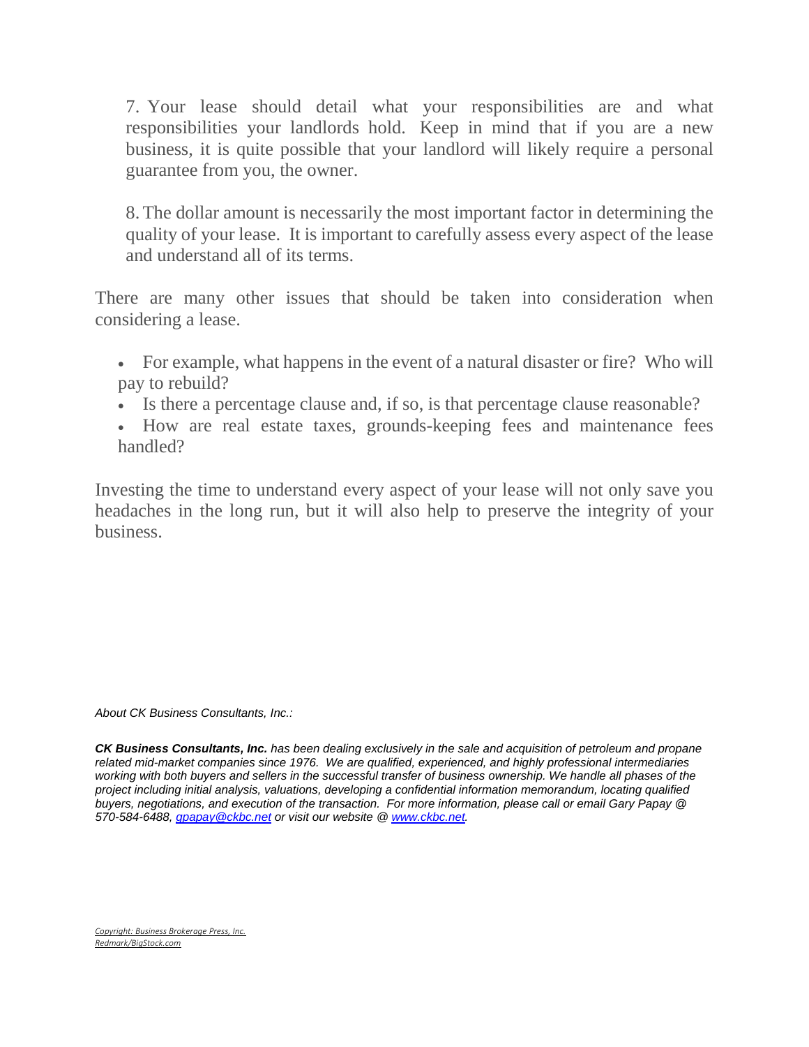7. Your lease should detail what your responsibilities are and what responsibilities your landlords hold. Keep in mind that if you are a new business, it is quite possible that your landlord will likely require a personal guarantee from you, the owner.

8. The dollar amount is necessarily the most important factor in determining the quality of your lease. It is important to carefully assess every aspect of the lease and understand all of its terms.

There are many other issues that should be taken into consideration when considering a lease.

- For example, what happens in the event of a natural disaster or fire? Who will pay to rebuild?
- Is there a percentage clause and, if so, is that percentage clause reasonable?
- How are real estate taxes, grounds-keeping fees and maintenance fees handled?

Investing the time to understand every aspect of your lease will not only save you headaches in the long run, but it will also help to preserve the integrity of your business.

*About CK Business Consultants, Inc.:*

***CK Business Consultants, Inc.** has been dealing exclusively in the sale and acquisition of petroleum and propane related mid-market companies since 1976. We are qualified, experienced, and highly professional intermediaries working with both buyers and sellers in the successful transfer of business ownership. We handle all phases of the project including initial analysis, valuations, developing a confidential information memorandum, locating qualified buyers, negotiations, and execution of the transaction. For more information, please call or email Gary Papay @ 570-584-6488, [gpapay@ckbc.net](mailto:gpapay@ckbc.net) or visit our website @ [www.ckbc.net](http://www.ckbc.net).*

Copyright: Business Brokerage Press, Inc.
Redmark/BigStock.com